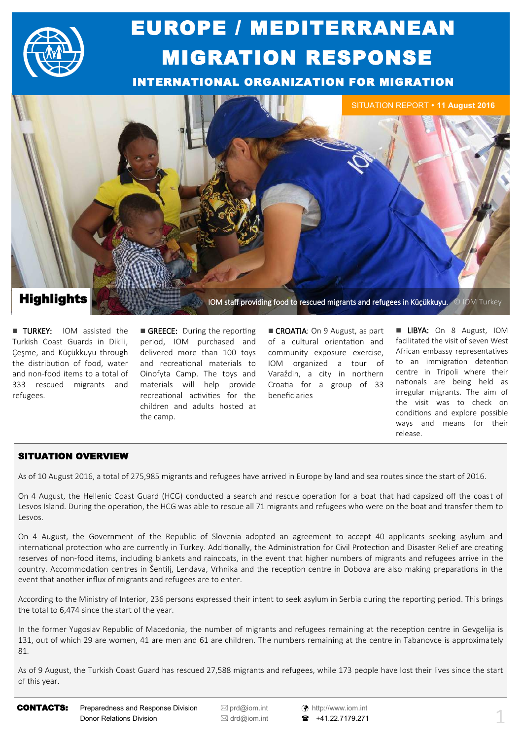# EUROPE / MEDITERRANEAN MIGRATION RESPONSE

## INTERNATIONAL ORGANIZATION FOR MIGRATION

SITUATION REPORT • **11 August 2016**

IOM staff providing food to rescued migrants and refugees in Küçükkuyu. © IOM Turkey

## Highlights

■ **TURKEY:** IOM assisted the Turkish Coast Guards in Dikili, Çeşme, and Küçükkuyu through the distribution of food, water and non-food items to a total of 333 rescued migrants and refugees.

■ **GREECE:** During the reporting period, IOM purchased and delivered more than 100 toys and recreational materials to Oinofyta Camp. The toys and materials will help provide recreational activities for the children and adults hosted at the camp.

■ **CROATIA**: On 9 August, as part of a cultural orientation and community exposure exercise, IOM organized a tour of Varaždin, a city in northern Croatia for a group of 33 beneficiaries

■ **LIBYA:** On 8 August, IOM facilitated the visit of seven West African embassy representatives to an immigration detention centre in Tripoli where their nationals are being held as irregular migrants. The aim of the visit was to check on conditions and explore possible ways and means for their release.

## SITUATION OVERVIEW

As of 10 August 2016, a total of 275,985 migrants and refugees have arrived in Europe by land and sea routes since the start of 2016.

On 4 August, the Hellenic Coast Guard (HCG) conducted a search and rescue operation for a boat that had capsized off the coast of Lesvos Island. During the operation, the HCG was able to rescue all 71 migrants and refugees who were on the boat and transfer them to Lesvos.

On 4 August, the Government of the Republic of Slovenia adopted an agreement to accept 40 applicants seeking asylum and international protection who are currently in Turkey. Additionally, the Administration for Civil Protection and Disaster Relief are creating reserves of non-food items, including blankets and raincoats, in the event that higher numbers of migrants and refugees arrive in the country. Accommodation centres in Šentilj, Lendava, Vrhnika and the reception centre in Dobova are also making preparations in the event that another influx of migrants and refugees are to enter.

According to the Ministry of Interior, 236 persons expressed their intent to seek asylum in Serbia during the reporting period. This brings the total to 6,474 since the start of the year.

In the former Yugoslav Republic of Macedonia, the number of migrants and refugees remaining at the reception centre in Gevgelija is 131, out of which 29 are women, 41 are men and 61 are children. The numbers remaining at the centre in Tabanovce is approximately 81.

As of 9 August, the Turkish Coast Guard has rescued 27,588 migrants and refugees, while 173 people have lost their lives since the start of this year.

**CONTACTS:** Preparedness and Response Division — prd@iom.int — http://www.iom.int
Donor Relations Division — drd@iom.int — +41.22.7179.271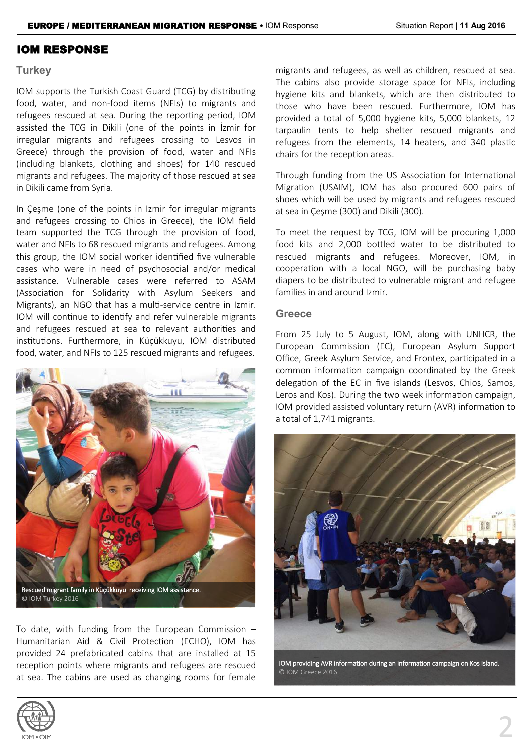# IOM RESPONSE

## Turkey

IOM supports the Turkish Coast Guard (TCG) by distributing food, water, and non-food items (NFIs) to migrants and refugees rescued at sea. During the reporting period, IOM assisted the TCG in Dikili (one of the points in İzmir for irregular migrants and refugees crossing to Lesvos in Greece) through the provision of food, water and NFIs (including blankets, clothing and shoes) for 140 rescued migrants and refugees. The majority of those rescued at sea in Dikili came from Syria.

In Çeşme (one of the points in Izmir for irregular migrants and refugees crossing to Chios in Greece), the IOM field team supported the TCG through the provision of food, water and NFIs to 68 rescued migrants and refugees. Among this group, the IOM social worker identified five vulnerable cases who were in need of psychosocial and/or medical assistance. Vulnerable cases were referred to ASAM (Association for Solidarity with Asylum Seekers and Migrants), an NGO that has a multi-service centre in Izmir. IOM will continue to identify and refer vulnerable migrants and refugees rescued at sea to relevant authorities and institutions. Furthermore, in Küçükkuyu, IOM distributed food, water, and NFIs to 125 rescued migrants and refugees.

Rescued migrant family in Küçükkuyu receiving IOM assistance.
© IOM Turkey 2016

To date, with funding from the European Commission – Humanitarian Aid & Civil Protection (ECHO), IOM has provided 24 prefabricated cabins that are installed at 15 reception points where migrants and refugees are rescued at sea. The cabins are used as changing rooms for female migrants and refugees, as well as children, rescued at sea. The cabins also provide storage space for NFIs, including hygiene kits and blankets, which are then distributed to those who have been rescued. Furthermore, IOM has provided a total of 5,000 hygiene kits, 5,000 blankets, 12 tarpaulin tents to help shelter rescued migrants and refugees from the elements, 14 heaters, and 340 plastic chairs for the reception areas.

Through funding from the US Association for International Migration (USAIM), IOM has also procured 600 pairs of shoes which will be used by migrants and refugees rescued at sea in Çeşme (300) and Dikili (300).

To meet the request by TCG, IOM will be procuring 1,000 food kits and 2,000 bottled water to be distributed to rescued migrants and refugees. Moreover, IOM, in cooperation with a local NGO, will be purchasing baby diapers to be distributed to vulnerable migrant and refugee families in and around Izmir.

## Greece

From 25 July to 5 August, IOM, along with UNHCR, the European Commission (EC), European Asylum Support Office, Greek Asylum Service, and Frontex, participated in a common information campaign coordinated by the Greek delegation of the EC in five islands (Lesvos, Chios, Samos, Leros and Kos). During the two week information campaign, IOM provided assisted voluntary return (AVR) information to a total of 1,741 migrants.

IOM providing AVR information during an information campaign on Kos Island.
© IOM Greece 2016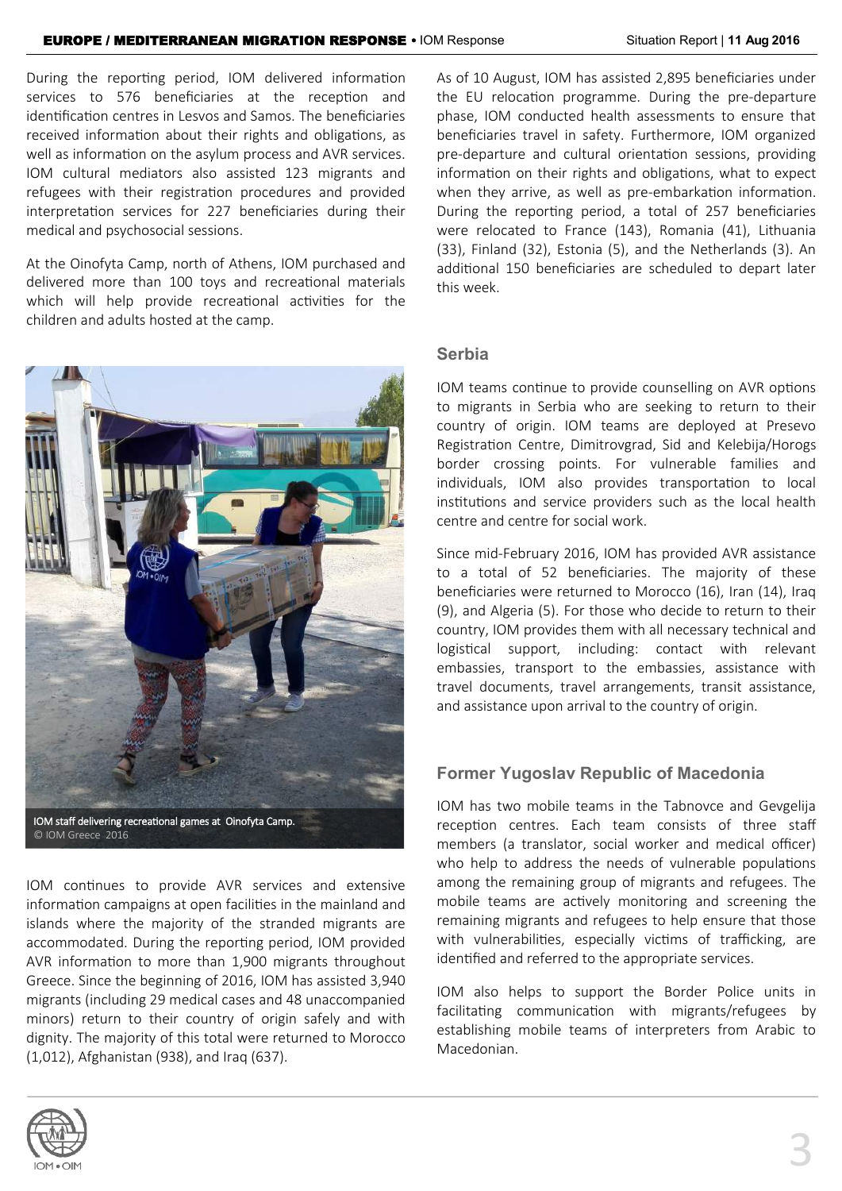During the reporting period, IOM delivered information services to 576 beneficiaries at the reception and identification centres in Lesvos and Samos. The beneficiaries received information about their rights and obligations, as well as information on the asylum process and AVR services. IOM cultural mediators also assisted 123 migrants and refugees with their registration procedures and provided interpretation services for 227 beneficiaries during their medical and psychosocial sessions.

At the Oinofyta Camp, north of Athens, IOM purchased and delivered more than 100 toys and recreational materials which will help provide recreational activities for the children and adults hosted at the camp.

IOM staff delivering recreational games at Oinofyta Camp.
© IOM Greece 2016

IOM continues to provide AVR services and extensive information campaigns at open facilities in the mainland and islands where the majority of the stranded migrants are accommodated. During the reporting period, IOM provided AVR information to more than 1,900 migrants throughout Greece. Since the beginning of 2016, IOM has assisted 3,940 migrants (including 29 medical cases and 48 unaccompanied minors) return to their country of origin safely and with dignity. The majority of this total were returned to Morocco (1,012), Afghanistan (938), and Iraq (637).

As of 10 August, IOM has assisted 2,895 beneficiaries under the EU relocation programme. During the pre-departure phase, IOM conducted health assessments to ensure that beneficiaries travel in safety. Furthermore, IOM organized pre-departure and cultural orientation sessions, providing information on their rights and obligations, what to expect when they arrive, as well as pre-embarkation information. During the reporting period, a total of 257 beneficiaries were relocated to France (143), Romania (41), Lithuania (33), Finland (32), Estonia (5), and the Netherlands (3). An additional 150 beneficiaries are scheduled to depart later this week.

## Serbia

IOM teams continue to provide counselling on AVR options to migrants in Serbia who are seeking to return to their country of origin. IOM teams are deployed at Presevo Registration Centre, Dimitrovgrad, Sid and Kelebija/Horogs border crossing points. For vulnerable families and individuals, IOM also provides transportation to local institutions and service providers such as the local health centre and centre for social work.

Since mid-February 2016, IOM has provided AVR assistance to a total of 52 beneficiaries. The majority of these beneficiaries were returned to Morocco (16), Iran (14), Iraq (9), and Algeria (5). For those who decide to return to their country, IOM provides them with all necessary technical and logistical support, including: contact with relevant embassies, transport to the embassies, assistance with travel documents, travel arrangements, transit assistance, and assistance upon arrival to the country of origin.

## Former Yugoslav Republic of Macedonia

IOM has two mobile teams in the Tabnovce and Gevgelija reception centres. Each team consists of three staff members (a translator, social worker and medical officer) who help to address the needs of vulnerable populations among the remaining group of migrants and refugees. The mobile teams are actively monitoring and screening the remaining migrants and refugees to help ensure that those with vulnerabilities, especially victims of trafficking, are identified and referred to the appropriate services.

IOM also helps to support the Border Police units in facilitating communication with migrants/refugees by establishing mobile teams of interpreters from Arabic to Macedonian.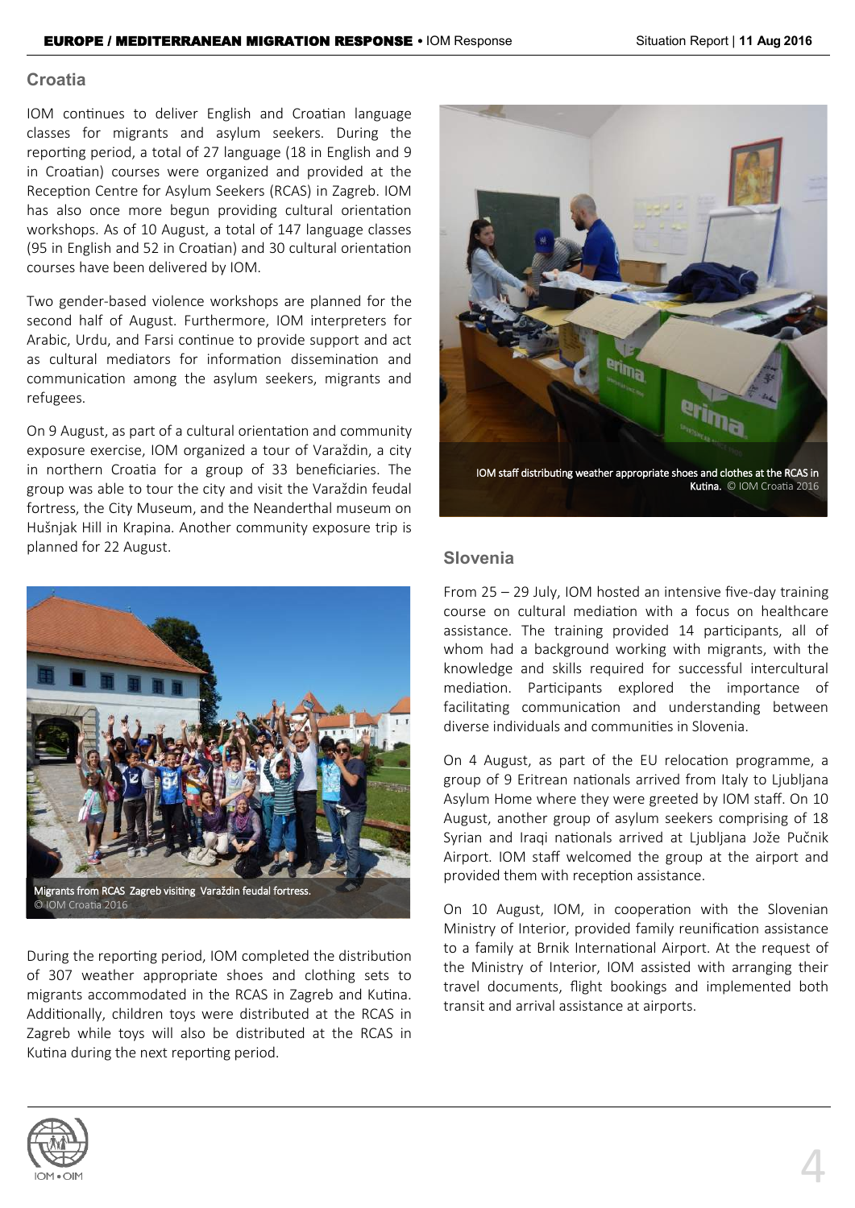## Croatia

IOM continues to deliver English and Croatian language classes for migrants and asylum seekers. During the reporting period, a total of 27 language (18 in English and 9 in Croatian) courses were organized and provided at the Reception Centre for Asylum Seekers (RCAS) in Zagreb. IOM has also once more begun providing cultural orientation workshops. As of 10 August, a total of 147 language classes (95 in English and 52 in Croatian) and 30 cultural orientation courses have been delivered by IOM.

Two gender-based violence workshops are planned for the second half of August. Furthermore, IOM interpreters for Arabic, Urdu, and Farsi continue to provide support and act as cultural mediators for information dissemination and communication among the asylum seekers, migrants and refugees.

On 9 August, as part of a cultural orientation and community exposure exercise, IOM organized a tour of Varaždin, a city in northern Croatia for a group of 33 beneficiaries. The group was able to tour the city and visit the Varaždin feudal fortress, the City Museum, and the Neanderthal museum on Hušnjak Hill in Krapina. Another community exposure trip is planned for 22 August.

Migrants from RCAS Zagreb visiting Varaždin feudal fortress. © IOM Croatia 2016

During the reporting period, IOM completed the distribution of 307 weather appropriate shoes and clothing sets to migrants accommodated in the RCAS in Zagreb and Kutina. Additionally, children toys were distributed at the RCAS in Zagreb while toys will also be distributed at the RCAS in Kutina during the next reporting period.

IOM staff distributing weather appropriate shoes and clothes at the RCAS in Kutina. © IOM Croatia 2016

## Slovenia

From 25 – 29 July, IOM hosted an intensive five-day training course on cultural mediation with a focus on healthcare assistance. The training provided 14 participants, all of whom had a background working with migrants, with the knowledge and skills required for successful intercultural mediation. Participants explored the importance of facilitating communication and understanding between diverse individuals and communities in Slovenia.

On 4 August, as part of the EU relocation programme, a group of 9 Eritrean nationals arrived from Italy to Ljubljana Asylum Home where they were greeted by IOM staff. On 10 August, another group of asylum seekers comprising of 18 Syrian and Iraqi nationals arrived at Ljubljana Jože Pučnik Airport. IOM staff welcomed the group at the airport and provided them with reception assistance.

On 10 August, IOM, in cooperation with the Slovenian Ministry of Interior, provided family reunification assistance to a family at Brnik International Airport. At the request of the Ministry of Interior, IOM assisted with arranging their travel documents, flight bookings and implemented both transit and arrival assistance at airports.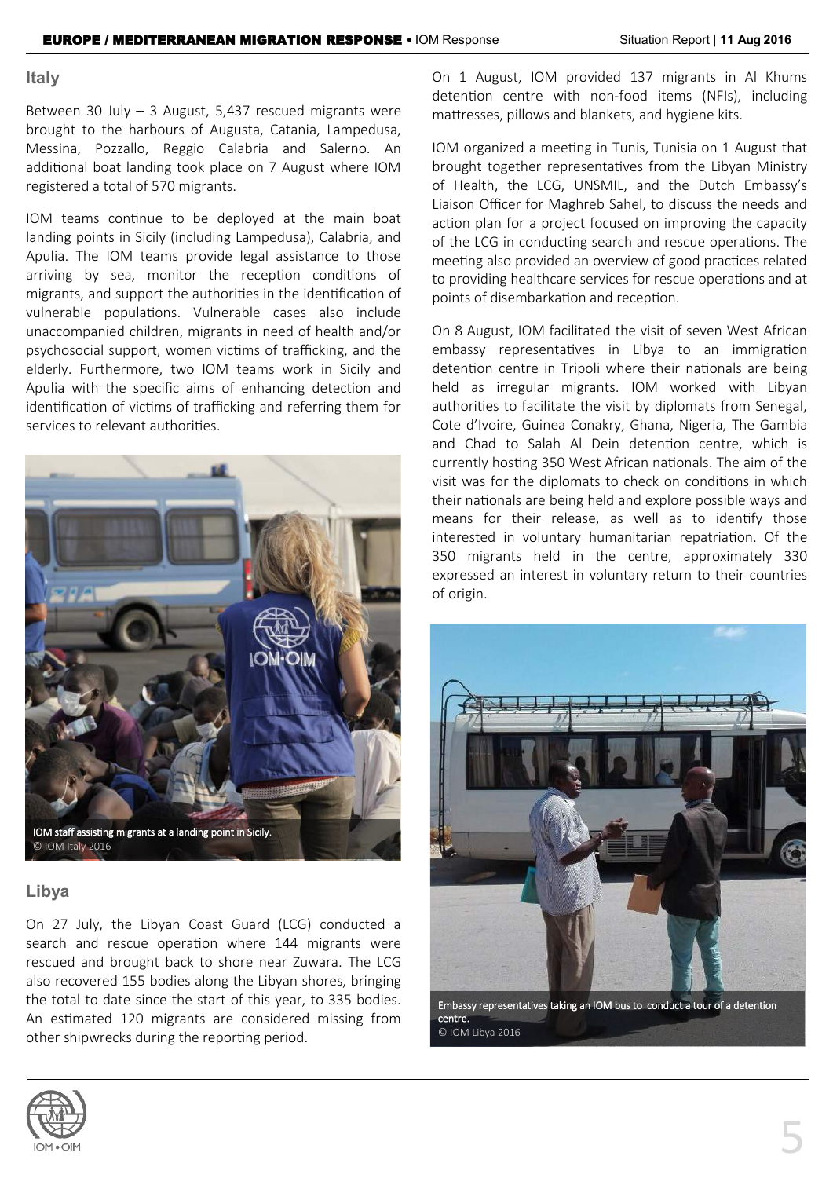## Italy

Between 30 July – 3 August, 5,437 rescued migrants were brought to the harbours of Augusta, Catania, Lampedusa, Messina, Pozzallo, Reggio Calabria and Salerno. An additional boat landing took place on 7 August where IOM registered a total of 570 migrants.

IOM teams continue to be deployed at the main boat landing points in Sicily (including Lampedusa), Calabria, and Apulia. The IOM teams provide legal assistance to those arriving by sea, monitor the reception conditions of migrants, and support the authorities in the identification of vulnerable populations. Vulnerable cases also include unaccompanied children, migrants in need of health and/or psychosocial support, women victims of trafficking, and the elderly. Furthermore, two IOM teams work in Sicily and Apulia with the specific aims of enhancing detection and identification of victims of trafficking and referring them for services to relevant authorities.

IOM staff assisting migrants at a landing point in Sicily.
© IOM Italy 2016

## Libya

On 27 July, the Libyan Coast Guard (LCG) conducted a search and rescue operation where 144 migrants were rescued and brought back to shore near Zuwara. The LCG also recovered 155 bodies along the Libyan shores, bringing the total to date since the start of this year, to 335 bodies. An estimated 120 migrants are considered missing from other shipwrecks during the reporting period.

On 1 August, IOM provided 137 migrants in Al Khums detention centre with non-food items (NFIs), including mattresses, pillows and blankets, and hygiene kits.

IOM organized a meeting in Tunis, Tunisia on 1 August that brought together representatives from the Libyan Ministry of Health, the LCG, UNSMIL, and the Dutch Embassy's Liaison Officer for Maghreb Sahel, to discuss the needs and action plan for a project focused on improving the capacity of the LCG in conducting search and rescue operations. The meeting also provided an overview of good practices related to providing healthcare services for rescue operations and at points of disembarkation and reception.

On 8 August, IOM facilitated the visit of seven West African embassy representatives in Libya to an immigration detention centre in Tripoli where their nationals are being held as irregular migrants. IOM worked with Libyan authorities to facilitate the visit by diplomats from Senegal, Cote d'Ivoire, Guinea Conakry, Ghana, Nigeria, The Gambia and Chad to Salah Al Dein detention centre, which is currently hosting 350 West African nationals. The aim of the visit was for the diplomats to check on conditions in which their nationals are being held and explore possible ways and means for their release, as well as to identify those interested in voluntary humanitarian repatriation. Of the 350 migrants held in the centre, approximately 330 expressed an interest in voluntary return to their countries of origin.

Embassy representatives taking an IOM bus to conduct a tour of a detention centre.
© IOM Libya 2016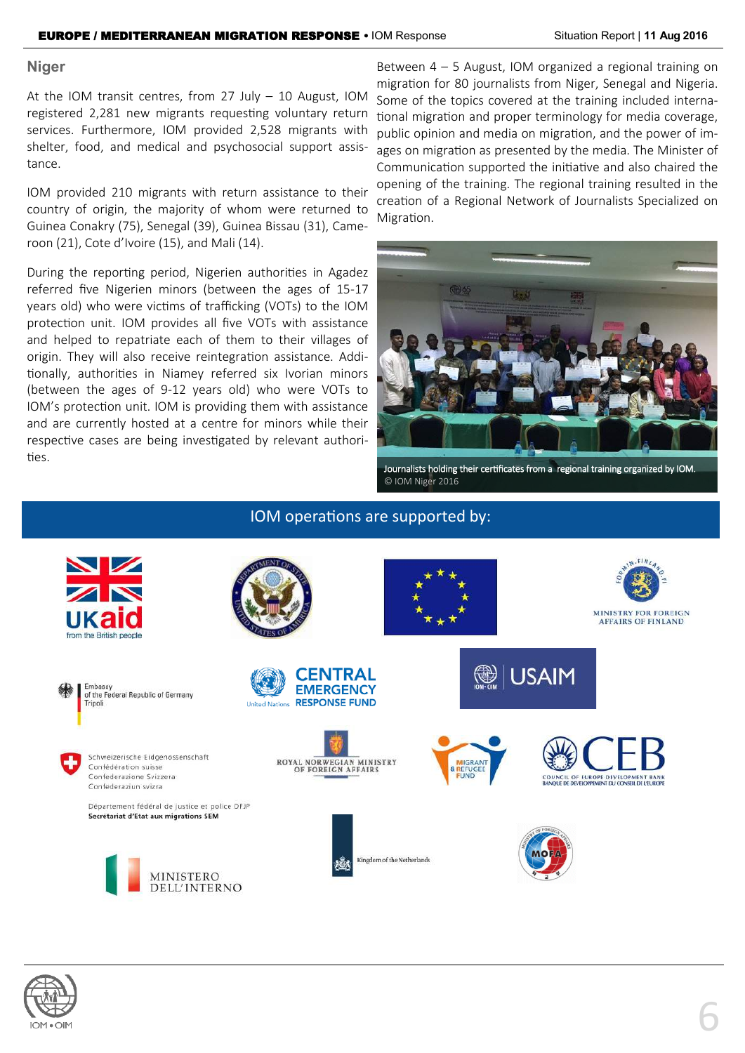## Niger

At the IOM transit centres, from 27 July – 10 August, IOM registered 2,281 new migrants requesting voluntary return services. Furthermore, IOM provided 2,528 migrants with shelter, food, and medical and psychosocial support assistance.

IOM provided 210 migrants with return assistance to their country of origin, the majority of whom were returned to Guinea Conakry (75), Senegal (39), Guinea Bissau (31), Cameroon (21), Cote d'Ivoire (15), and Mali (14).

During the reporting period, Nigerien authorities in Agadez referred five Nigerien minors (between the ages of 15-17 years old) who were victims of trafficking (VOTs) to the IOM protection unit. IOM provides all five VOTs with assistance and helped to repatriate each of them to their villages of origin. They will also receive reintegration assistance. Additionally, authorities in Niamey referred six Ivorian minors (between the ages of 9-12 years old) who were VOTs to IOM's protection unit. IOM is providing them with assistance and are currently hosted at a centre for minors while their respective cases are being investigated by relevant authorities.

Between 4 – 5 August, IOM organized a regional training on migration for 80 journalists from Niger, Senegal and Nigeria. Some of the topics covered at the training included international migration and proper terminology for media coverage, public opinion and media on migration, and the power of images on migration as presented by the media. The Minister of Communication supported the initiative and also chaired the opening of the training. The regional training resulted in the creation of a Regional Network of Journalists Specialized on Migration.

Journalists holding their certificates from a regional training organized by IOM.
© IOM Niger 2016

## IOM operations are supported by:

UKaid from the British people

United States Department of State

European Union

Ministry for Foreign Affairs of Finland

Embassy of the Federal Republic of Germany Tripoli

United Nations Central Emergency Response Fund

USAIM

Schweizerische Eidgenossenschaft
Confédération suisse
Confederazione Svizzera
Confederaziun svizra
Département fédéral de justice et police DFJP
Secrétariat d'Etat aux migrations SEM

Royal Norwegian Ministry of Foreign Affairs

Migrant & Refugee Fund

CEB Council of Europe Development Bank
Banque de Développement du Conseil de l'Europe

Ministero dell'Interno

Kingdom of the Netherlands

MOFA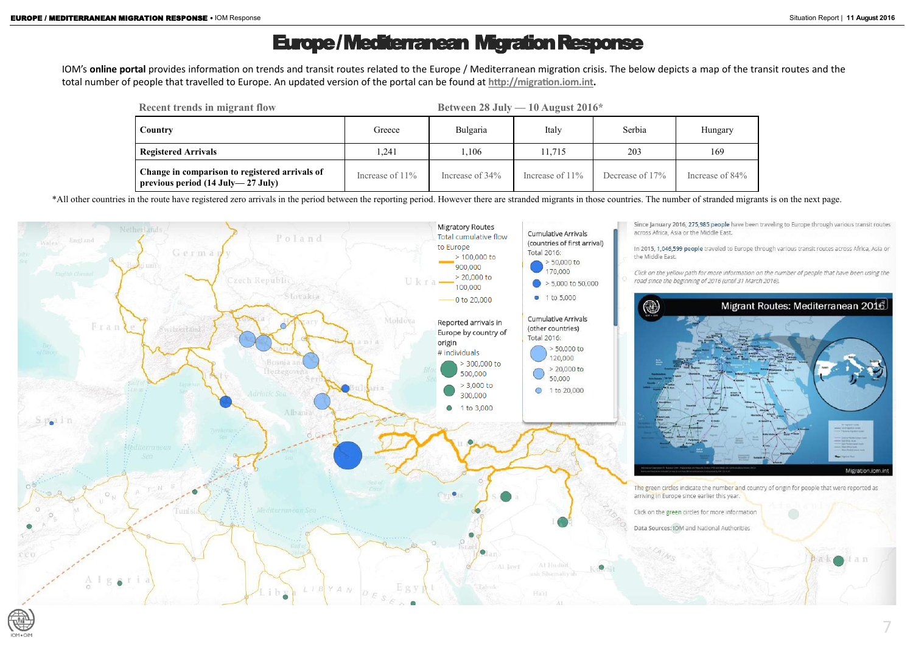# Europe/Mediterranean Migration Response

IOM's **online portal** provides information on trends and transit routes related to the Europe / Mediterranean migration crisis. The below depicts a map of the transit routes and the total number of people that travelled to Europe. An updated version of the portal can be found at http://migration.iom.int.

**Recent trends in migrant flow** — **Between 28 July — 10 August 2016***

| Country | Greece | Bulgaria | Italy | Serbia | Hungary |
|---|---|---|---|---|---|
| **Registered Arrivals** | 1,241 | 1,106 | 11,715 | 203 | 169 |
| **Change in comparison to registered arrivals of previous period (14 July— 27 July)** | Increase of 11% | Increase of 34% | Increase of 11% | Decrease of 17% | Increase of 84% |

*All other countries in the route have registered zero arrivals in the period between the reporting period. However there are stranded migrants in those countries. The number of stranded migrants is on the next page.

Migratory Routes
Total cumulative flow to Europe
- > 100,000 to 900,000
- > 20,000 to 100,000
- 0 to 20,000

Reported arrivals in Europe by country of origin
\# individuals
- > 300,000 to 500,000
- > 3,000 to 300,000
- 1 to 3,000

Cumulative Arrivals (countries of first arrival)
Total 2016:
- > 50,000 to 170,000
- > 5,000 to 50,000
- 1 to 5,000

Cumulative Arrivals (other countries)
Total 2016:
- > 50,000 to 120,000
- > 20,000 to 50,000
- 1 to 20,000

Since January 2016, 275,985 people have been traveling to Europe through various transit routes across Africa, Asia or the Middle East.

In 2015, 1,046,599 people traveled to Europe through various transit routes across Africa, Asia or the Middle East.

*Click on the yellow path for more information on the number of people that have been using the road since the beginning of 2016 (until 31 March 2016).*

Migrant Routes: Mediterranean 2016

Migration.iom.int

The green circles indicate the number and country of origin for people that were reported as arriving in Europe since earlier this year.

Click on the green circles for more information

Data Sources: IOM and National Authorities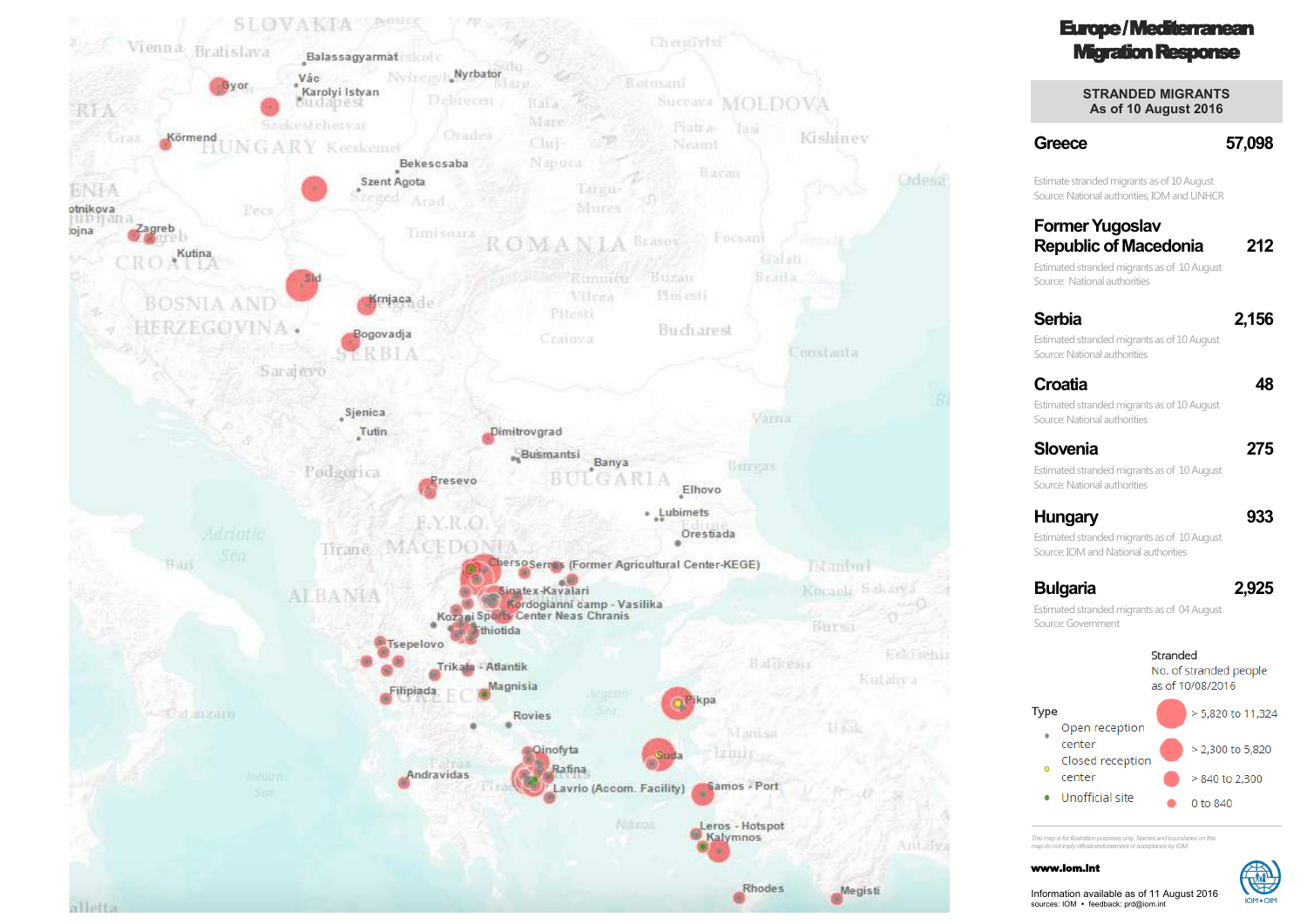# Europe / Mediterranean Migration Response

**STRANDED MIGRANTS**
**As of 10 August 2016**

| | |
|---|---|
| **Greece** | **57,098** |

Estimate stranded migrants as of 10 August
Source: National authorities, IOM and UNHCR

| | |
|---|---|
| **Former Yugoslav Republic of Macedonia** | **212** |

Estimated stranded migrants as of 10 August
Source: National authorities

| | |
|---|---|
| **Serbia** | **2,156** |

Estimated stranded migrants as of 10 August
Source: National authorities

| | |
|---|---|
| **Croatia** | **48** |

Estimated stranded migrants as of 10 August
Source: National authorities

| | |
|---|---|
| **Slovenia** | **275** |

Estimated stranded migrants as of 10 August
Source: National authorities

| | |
|---|---|
| **Hungary** | **933** |

Estimated stranded migrants as of 10 August
Source: IOM and National authorities

| | |
|---|---|
| **Bulgaria** | **2,925** |

Estimated stranded migrants as of 04 August
Source: Government

Type
Open reception center
Closed reception center
Unofficial site

Stranded
No. of stranded people as of 10/08/2016
> 5,820 to 11,324
> 2,300 to 5,820
> 840 to 2,300
0 to 840

This map is for illustration purposes only. Names and boundaries on this map do not imply official endorsement or acceptance by IOM.

www.iom.int

Information available as of 11 August 2016
sources: IOM • feedback: prd@iom.int